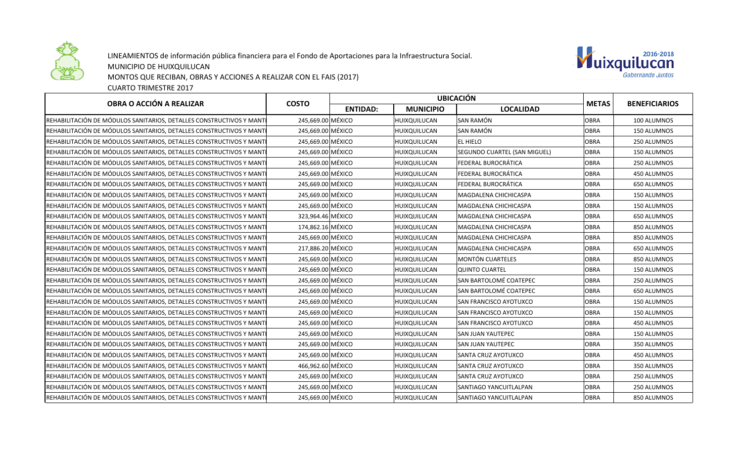LINEAMIENTOS de información pública financiera para el Fondo de Aportaciones para la Infraestructura Social.

MUNICIPIO DE HUIXQUILUCAN

MONTOS QUE RECIBAN, OBRAS Y ACCIONES A REALIZAR CON EL FAIS (2017)

CUARTO TRIMESTRE 2017

| OBRA O ACCIÓN A REALIZAR | COSTO | UBICACIÓN | | | METAS | BENEFICIARIOS |
|---|---|---|---|---|---|---|
| | | ENTIDAD: | MUNICIPIO | LOCALIDAD | | |
| REHABILITACIÓN DE MÓDULOS SANITARIOS, DETALLES CONSTRUCTIVOS Y MANTI | 245,669.00 | MÉXICO | HUIXQUILUCAN | SAN RAMÓN | OBRA | 100 ALUMNOS |
| REHABILITACIÓN DE MÓDULOS SANITARIOS, DETALLES CONSTRUCTIVOS Y MANTI | 245,669.00 | MÉXICO | HUIXQUILUCAN | SAN RAMÓN | OBRA | 150 ALUMNOS |
| REHABILITACIÓN DE MÓDULOS SANITARIOS, DETALLES CONSTRUCTIVOS Y MANTI | 245,669.00 | MÉXICO | HUIXQUILUCAN | EL HIELO | OBRA | 250 ALUMNOS |
| REHABILITACIÓN DE MÓDULOS SANITARIOS, DETALLES CONSTRUCTIVOS Y MANTI | 245,669.00 | MÉXICO | HUIXQUILUCAN | SEGUNDO CUARTEL (SAN MIGUEL) | OBRA | 150 ALUMNOS |
| REHABILITACIÓN DE MÓDULOS SANITARIOS, DETALLES CONSTRUCTIVOS Y MANTI | 245,669.00 | MÉXICO | HUIXQUILUCAN | FEDERAL BUROCRÁTICA | OBRA | 250 ALUMNOS |
| REHABILITACIÓN DE MÓDULOS SANITARIOS, DETALLES CONSTRUCTIVOS Y MANTI | 245,669.00 | MÉXICO | HUIXQUILUCAN | FEDERAL BUROCRÁTICA | OBRA | 450 ALUMNOS |
| REHABILITACIÓN DE MÓDULOS SANITARIOS, DETALLES CONSTRUCTIVOS Y MANTI | 245,669.00 | MÉXICO | HUIXQUILUCAN | FEDERAL BUROCRÁTICA | OBRA | 650 ALUMNOS |
| REHABILITACIÓN DE MÓDULOS SANITARIOS, DETALLES CONSTRUCTIVOS Y MANTI | 245,669.00 | MÉXICO | HUIXQUILUCAN | MAGDALENA CHICHICASPA | OBRA | 150 ALUMNOS |
| REHABILITACIÓN DE MÓDULOS SANITARIOS, DETALLES CONSTRUCTIVOS Y MANTI | 245,669.00 | MÉXICO | HUIXQUILUCAN | MAGDALENA CHICHICASPA | OBRA | 150 ALUMNOS |
| REHABILITACIÓN DE MÓDULOS SANITARIOS, DETALLES CONSTRUCTIVOS Y MANTI | 323,964.46 | MÉXICO | HUIXQUILUCAN | MAGDALENA CHICHICASPA | OBRA | 650 ALUMNOS |
| REHABILITACIÓN DE MÓDULOS SANITARIOS, DETALLES CONSTRUCTIVOS Y MANTI | 174,862.16 | MÉXICO | HUIXQUILUCAN | MAGDALENA CHICHICASPA | OBRA | 850 ALUMNOS |
| REHABILITACIÓN DE MÓDULOS SANITARIOS, DETALLES CONSTRUCTIVOS Y MANTI | 245,669.00 | MÉXICO | HUIXQUILUCAN | MAGDALENA CHICHICASPA | OBRA | 850 ALUMNOS |
| REHABILITACIÓN DE MÓDULOS SANITARIOS, DETALLES CONSTRUCTIVOS Y MANTI | 217,886.20 | MÉXICO | HUIXQUILUCAN | MAGDALENA CHICHICASPA | OBRA | 650 ALUMNOS |
| REHABILITACIÓN DE MÓDULOS SANITARIOS, DETALLES CONSTRUCTIVOS Y MANTI | 245,669.00 | MÉXICO | HUIXQUILUCAN | MONTÓN CUARTELES | OBRA | 850 ALUMNOS |
| REHABILITACIÓN DE MÓDULOS SANITARIOS, DETALLES CONSTRUCTIVOS Y MANTI | 245,669.00 | MÉXICO | HUIXQUILUCAN | QUINTO CUARTEL | OBRA | 150 ALUMNOS |
| REHABILITACIÓN DE MÓDULOS SANITARIOS, DETALLES CONSTRUCTIVOS Y MANTI | 245,669.00 | MÉXICO | HUIXQUILUCAN | SAN BARTOLOMÉ COATEPEC | OBRA | 250 ALUMNOS |
| REHABILITACIÓN DE MÓDULOS SANITARIOS, DETALLES CONSTRUCTIVOS Y MANTI | 245,669.00 | MÉXICO | HUIXQUILUCAN | SAN BARTOLOMÉ COATEPEC | OBRA | 650 ALUMNOS |
| REHABILITACIÓN DE MÓDULOS SANITARIOS, DETALLES CONSTRUCTIVOS Y MANTI | 245,669.00 | MÉXICO | HUIXQUILUCAN | SAN FRANCISCO AYOTUXCO | OBRA | 150 ALUMNOS |
| REHABILITACIÓN DE MÓDULOS SANITARIOS, DETALLES CONSTRUCTIVOS Y MANTI | 245,669.00 | MÉXICO | HUIXQUILUCAN | SAN FRANCISCO AYOTUXCO | OBRA | 150 ALUMNOS |
| REHABILITACIÓN DE MÓDULOS SANITARIOS, DETALLES CONSTRUCTIVOS Y MANTI | 245,669.00 | MÉXICO | HUIXQUILUCAN | SAN FRANCISCO AYOTUXCO | OBRA | 450 ALUMNOS |
| REHABILITACIÓN DE MÓDULOS SANITARIOS, DETALLES CONSTRUCTIVOS Y MANTI | 245,669.00 | MÉXICO | HUIXQUILUCAN | SAN JUAN YAUTEPEC | OBRA | 150 ALUMNOS |
| REHABILITACIÓN DE MÓDULOS SANITARIOS, DETALLES CONSTRUCTIVOS Y MANTI | 245,669.00 | MÉXICO | HUIXQUILUCAN | SAN JUAN YAUTEPEC | OBRA | 350 ALUMNOS |
| REHABILITACIÓN DE MÓDULOS SANITARIOS, DETALLES CONSTRUCTIVOS Y MANTI | 245,669.00 | MÉXICO | HUIXQUILUCAN | SANTA CRUZ AYOTUXCO | OBRA | 450 ALUMNOS |
| REHABILITACIÓN DE MÓDULOS SANITARIOS, DETALLES CONSTRUCTIVOS Y MANTI | 466,962.60 | MÉXICO | HUIXQUILUCAN | SANTA CRUZ AYOTUXCO | OBRA | 350 ALUMNOS |
| REHABILITACIÓN DE MÓDULOS SANITARIOS, DETALLES CONSTRUCTIVOS Y MANTI | 245,669.00 | MÉXICO | HUIXQUILUCAN | SANTA CRUZ AYOTUXCO | OBRA | 250 ALUMNOS |
| REHABILITACIÓN DE MÓDULOS SANITARIOS, DETALLES CONSTRUCTIVOS Y MANTI | 245,669.00 | MÉXICO | HUIXQUILUCAN | SANTIAGO YANCUITLALPAN | OBRA | 250 ALUMNOS |
| REHABILITACIÓN DE MÓDULOS SANITARIOS, DETALLES CONSTRUCTIVOS Y MANTI | 245,669.00 | MÉXICO | HUIXQUILUCAN | SANTIAGO YANCUITLALPAN | OBRA | 850 ALUMNOS |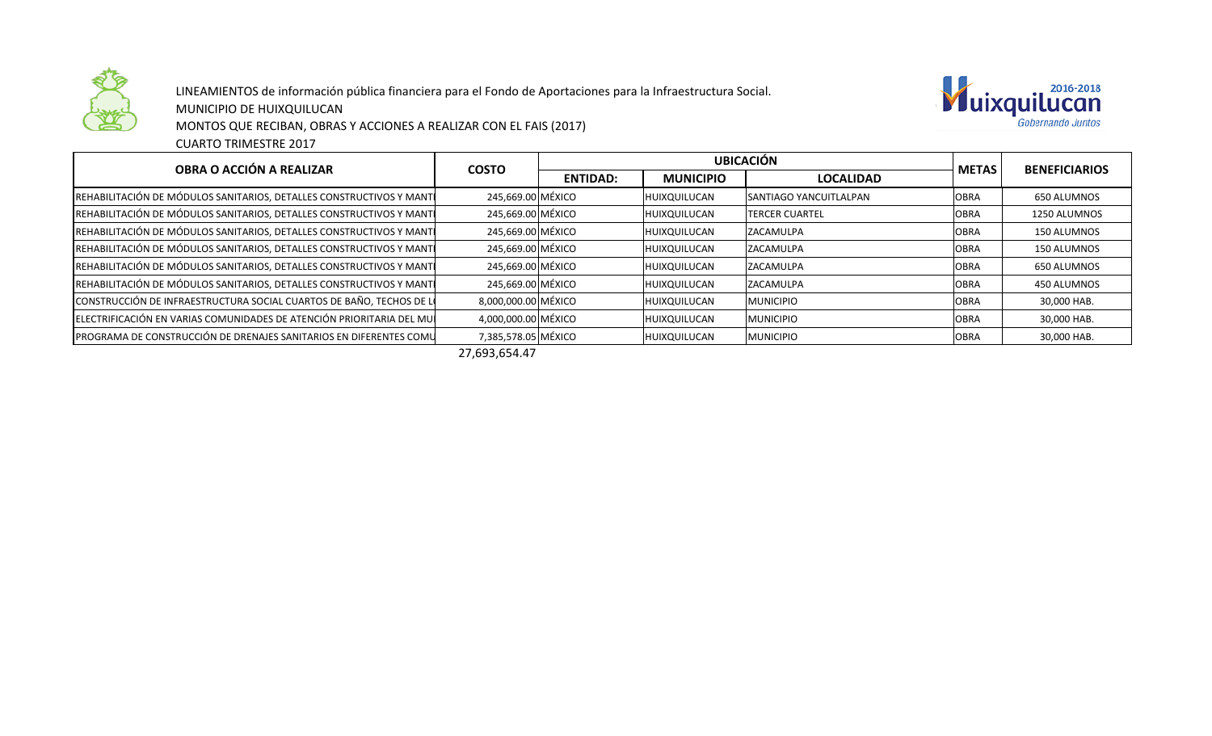LINEAMIENTOS de información pública financiera para el Fondo de Aportaciones para la Infraestructura Social.

MUNICIPIO DE HUIXQUILUCAN

MONTOS QUE RECIBAN, OBRAS Y ACCIONES A REALIZAR CON EL FAIS (2017)

CUARTO TRIMESTRE 2017

2016-2018 Huixquilucan Gobernando Juntos

| OBRA O ACCIÓN A REALIZAR | COSTO | UBICACIÓN | | | METAS | BENEFICIARIOS |
|---|---|---|---|---|---|---|
| | | ENTIDAD: | MUNICIPIO | LOCALIDAD | | |
| REHABILITACIÓN DE MÓDULOS SANITARIOS, DETALLES CONSTRUCTIVOS Y MANTI | 245,669.00 | MÉXICO | HUIXQUILUCAN | SANTIAGO YANCUITLALPAN | OBRA | 650 ALUMNOS |
| REHABILITACIÓN DE MÓDULOS SANITARIOS, DETALLES CONSTRUCTIVOS Y MANTI | 245,669.00 | MÉXICO | HUIXQUILUCAN | TERCER CUARTEL | OBRA | 1250 ALUMNOS |
| REHABILITACIÓN DE MÓDULOS SANITARIOS, DETALLES CONSTRUCTIVOS Y MANTI | 245,669.00 | MÉXICO | HUIXQUILUCAN | ZACAMULPA | OBRA | 150 ALUMNOS |
| REHABILITACIÓN DE MÓDULOS SANITARIOS, DETALLES CONSTRUCTIVOS Y MANTI | 245,669.00 | MÉXICO | HUIXQUILUCAN | ZACAMULPA | OBRA | 150 ALUMNOS |
| REHABILITACIÓN DE MÓDULOS SANITARIOS, DETALLES CONSTRUCTIVOS Y MANTI | 245,669.00 | MÉXICO | HUIXQUILUCAN | ZACAMULPA | OBRA | 650 ALUMNOS |
| REHABILITACIÓN DE MÓDULOS SANITARIOS, DETALLES CONSTRUCTIVOS Y MANTI | 245,669.00 | MÉXICO | HUIXQUILUCAN | ZACAMULPA | OBRA | 450 ALUMNOS |
| CONSTRUCCIÓN DE INFRAESTRUCTURA SOCIAL CUARTOS DE BAÑO, TECHOS DE L | 8,000,000.00 | MÉXICO | HUIXQUILUCAN | MUNICIPIO | OBRA | 30,000 HAB. |
| ELECTRIFICACIÓN EN VARIAS COMUNIDADES DE ATENCIÓN PRIORITARIA DEL MU | 4,000,000.00 | MÉXICO | HUIXQUILUCAN | MUNICIPIO | OBRA | 30,000 HAB. |
| PROGRAMA DE CONSTRUCCIÓN DE DRENAJES SANITARIOS EN DIFERENTES COMU | 7,385,578.05 | MÉXICO | HUIXQUILUCAN | MUNICIPIO | OBRA | 30,000 HAB. |
| | 27,693,654.47 | | | | | |